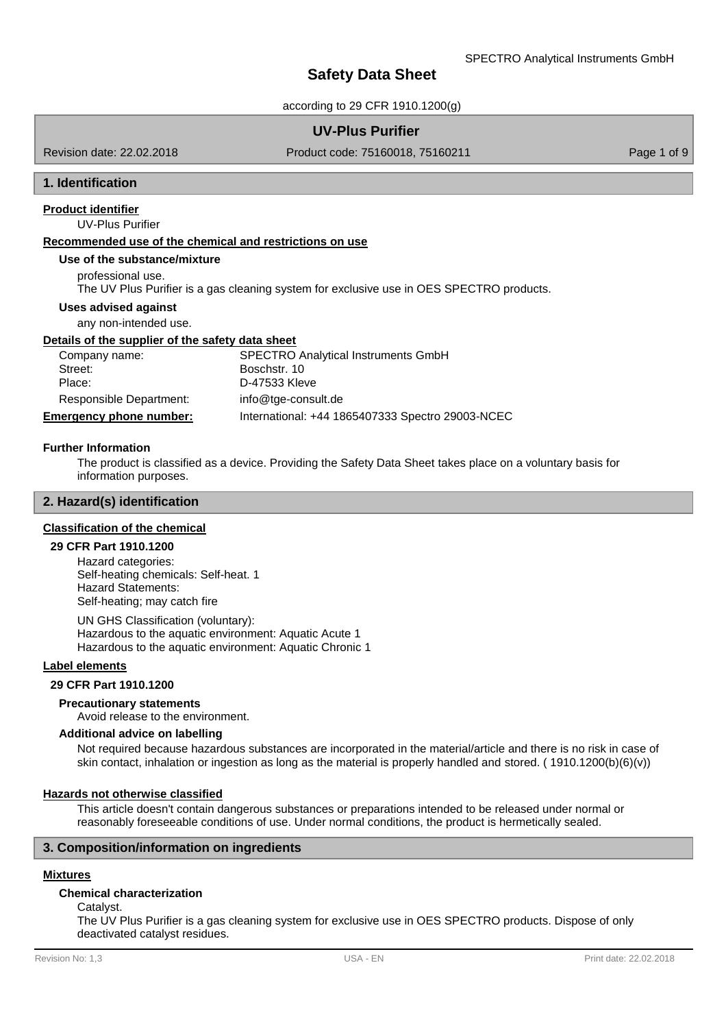# Safety Data Sheet

according to 29 CFR 1910.1200(g)

## UV-Plus Purifier

Revision date: 22.02.2018 | Product code: 75160018, 75160211

## 1. Identification

### Product identifier

UV-Plus Purifier

### Recommended use of the chemical and restrictions on use

**Use of the substance/mixture**

professional use.
The UV Plus Purifier is a gas cleaning system for exclusive use in OES SPECTRO products.

**Uses advised against**

any non-intended use.

### Details of the supplier of the safety data sheet

| | |
|---|---|
| Company name: | SPECTRO Analytical Instruments GmbH |
| Street: | Boschstr. 10 |
| Place: | D-47533 Kleve |
| Responsible Department: | info@tge-consult.de |
| **Emergency phone number:** | International: +44 1865407333 Spectro 29003-NCEC |

**Further Information**

The product is classified as a device. Providing the Safety Data Sheet takes place on a voluntary basis for information purposes.

## 2. Hazard(s) identification

### Classification of the chemical

**29 CFR Part 1910.1200**

Hazard categories:
Self-heating chemicals: Self-heat. 1
Hazard Statements:
Self-heating; may catch fire

UN GHS Classification (voluntary):
Hazardous to the aquatic environment: Aquatic Acute 1
Hazardous to the aquatic environment: Aquatic Chronic 1

### Label elements

**29 CFR Part 1910.1200**

**Precautionary statements**

Avoid release to the environment.

**Additional advice on labelling**

Not required because hazardous substances are incorporated in the material/article and there is no risk in case of skin contact, inhalation or ingestion as long as the material is properly handled and stored. ( 1910.1200(b)(6)(v))

### Hazards not otherwise classified

This article doesn't contain dangerous substances or preparations intended to be released under normal or reasonably foreseeable conditions of use. Under normal conditions, the product is hermetically sealed.

## 3. Composition/information on ingredients

### Mixtures

**Chemical characterization**

Catalyst.
The UV Plus Purifier is a gas cleaning system for exclusive use in OES SPECTRO products. Dispose of only deactivated catalyst residues.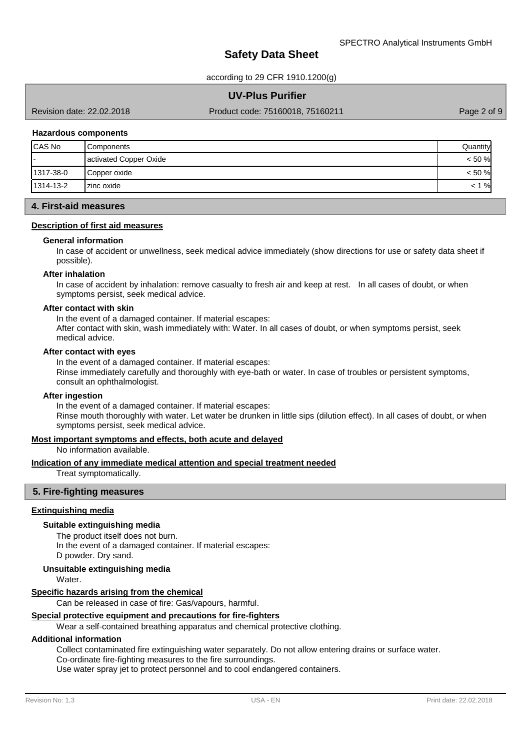**Hazardous components**

| CAS No | Components | Quantity |
| --- | --- | --- |
| - | activated Copper Oxide | < 50 % |
| 1317-38-0 | Copper oxide | < 50 % |
| 1314-13-2 | zinc oxide | < 1 % |

## 4. First-aid measures

### Description of first aid measures

**General information**

In case of accident or unwellness, seek medical advice immediately (show directions for use or safety data sheet if possible).

**After inhalation**

In case of accident by inhalation: remove casualty to fresh air and keep at rest. In all cases of doubt, or when symptoms persist, seek medical advice.

**After contact with skin**

In the event of a damaged container. If material escapes:
After contact with skin, wash immediately with: Water. In all cases of doubt, or when symptoms persist, seek medical advice.

**After contact with eyes**

In the event of a damaged container. If material escapes:
Rinse immediately carefully and thoroughly with eye-bath or water. In case of troubles or persistent symptoms, consult an ophthalmologist.

**After ingestion**

In the event of a damaged container. If material escapes:
Rinse mouth thoroughly with water. Let water be drunken in little sips (dilution effect). In all cases of doubt, or when symptoms persist, seek medical advice.

### Most important symptoms and effects, both acute and delayed

No information available.

### Indication of any immediate medical attention and special treatment needed

Treat symptomatically.

## 5. Fire-fighting measures

### Extinguishing media

**Suitable extinguishing media**

The product itself does not burn.
In the event of a damaged container. If material escapes:
D powder. Dry sand.

**Unsuitable extinguishing media**

Water.

### Specific hazards arising from the chemical

Can be released in case of fire: Gas/vapours, harmful.

### Special protective equipment and precautions for fire-fighters

Wear a self-contained breathing apparatus and chemical protective clothing.

### Additional information

Collect contaminated fire extinguishing water separately. Do not allow entering drains or surface water.
Co-ordinate fire-fighting measures to the fire surroundings.
Use water spray jet to protect personnel and to cool endangered containers.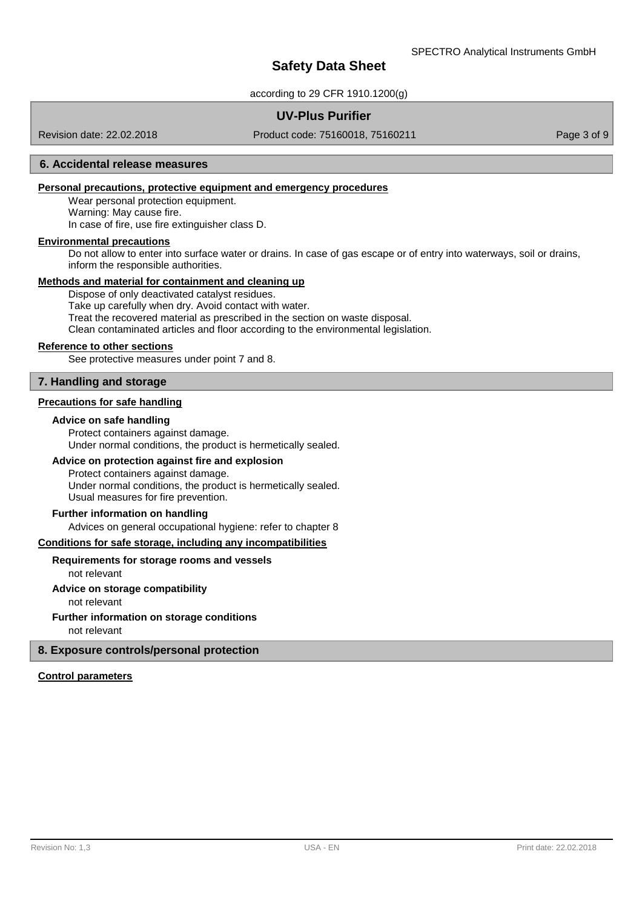## 6. Accidental release measures

**Personal precautions, protective equipment and emergency procedures**

Wear personal protection equipment.
Warning: May cause fire.
In case of fire, use fire extinguisher class D.

**Environmental precautions**

Do not allow to enter into surface water or drains. In case of gas escape or of entry into waterways, soil or drains, inform the responsible authorities.

**Methods and material for containment and cleaning up**

Dispose of only deactivated catalyst residues.
Take up carefully when dry. Avoid contact with water.
Treat the recovered material as prescribed in the section on waste disposal.
Clean contaminated articles and floor according to the environmental legislation.

**Reference to other sections**

See protective measures under point 7 and 8.

## 7. Handling and storage

**Precautions for safe handling**

### Advice on safe handling

Protect containers against damage.
Under normal conditions, the product is hermetically sealed.

### Advice on protection against fire and explosion

Protect containers against damage.
Under normal conditions, the product is hermetically sealed.
Usual measures for fire prevention.

### Further information on handling

Advices on general occupational hygiene: refer to chapter 8

**Conditions for safe storage, including any incompatibilities**

### Requirements for storage rooms and vessels

not relevant

### Advice on storage compatibility

not relevant

### Further information on storage conditions

not relevant

## 8. Exposure controls/personal protection

**Control parameters**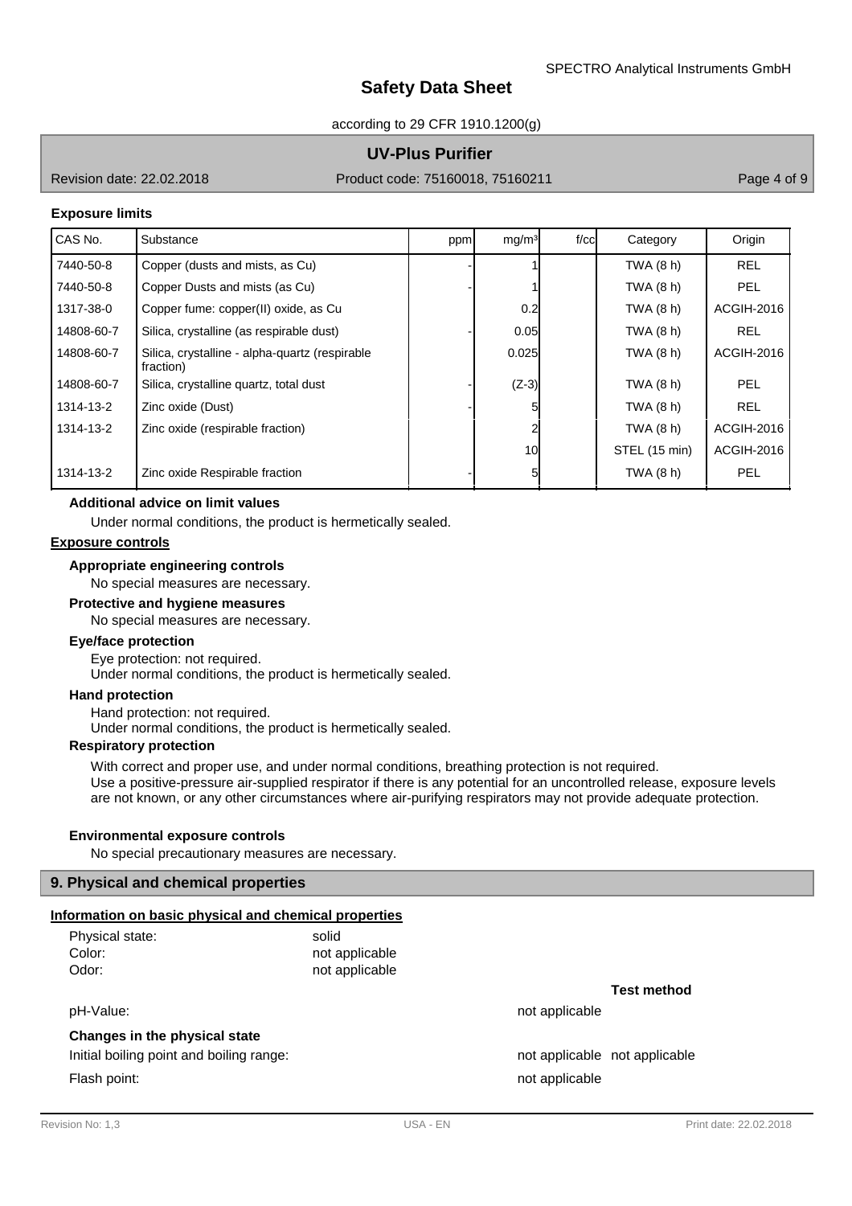### Exposure limits

| CAS No. | Substance | ppm | mg/m³ | f/cc | Category | Origin |
|---|---|---|---|---|---|---|
| 7440-50-8 | Copper (dusts and mists, as Cu) | - | 1 | | TWA (8 h) | REL |
| 7440-50-8 | Copper Dusts and mists (as Cu) | - | 1 | | TWA (8 h) | PEL |
| 1317-38-0 | Copper fume: copper(II) oxide, as Cu | | 0.2 | | TWA (8 h) | ACGIH-2016 |
| 14808-60-7 | Silica, crystalline (as respirable dust) | - | 0.05 | | TWA (8 h) | REL |
| 14808-60-7 | Silica, crystalline - alpha-quartz (respirable fraction) | | 0.025 | | TWA (8 h) | ACGIH-2016 |
| 14808-60-7 | Silica, crystalline quartz, total dust | - | (Z-3) | | TWA (8 h) | PEL |
| 1314-13-2 | Zinc oxide (Dust) | - | 5 | | TWA (8 h) | REL |
| 1314-13-2 | Zinc oxide (respirable fraction) | | 2 | | TWA (8 h) | ACGIH-2016 |
| | | | 10 | | STEL (15 min) | ACGIH-2016 |
| 1314-13-2 | Zinc oxide Respirable fraction | - | 5 | | TWA (8 h) | PEL |

#### Additional advice on limit values

Under normal conditions, the product is hermetically sealed.

### Exposure controls

#### Appropriate engineering controls

No special measures are necessary.

#### Protective and hygiene measures

No special measures are necessary.

#### Eye/face protection

Eye protection: not required.
Under normal conditions, the product is hermetically sealed.

#### Hand protection

Hand protection: not required.
Under normal conditions, the product is hermetically sealed.

#### Respiratory protection

With correct and proper use, and under normal conditions, breathing protection is not required.
Use a positive-pressure air-supplied respirator if there is any potential for an uncontrolled release, exposure levels are not known, or any other circumstances where air-purifying respirators may not provide adequate protection.

#### Environmental exposure controls

No special precautionary measures are necessary.

## 9. Physical and chemical properties

### Information on basic physical and chemical properties

| | | |
|---|---|---|
| Physical state: | solid | |
| Color: | not applicable | |
| Odor: | not applicable | |
| | | **Test method** |
| pH-Value: | not applicable | |
| **Changes in the physical state** | | |
| Initial boiling point and boiling range: | not applicable | not applicable |
| Flash point: | not applicable | |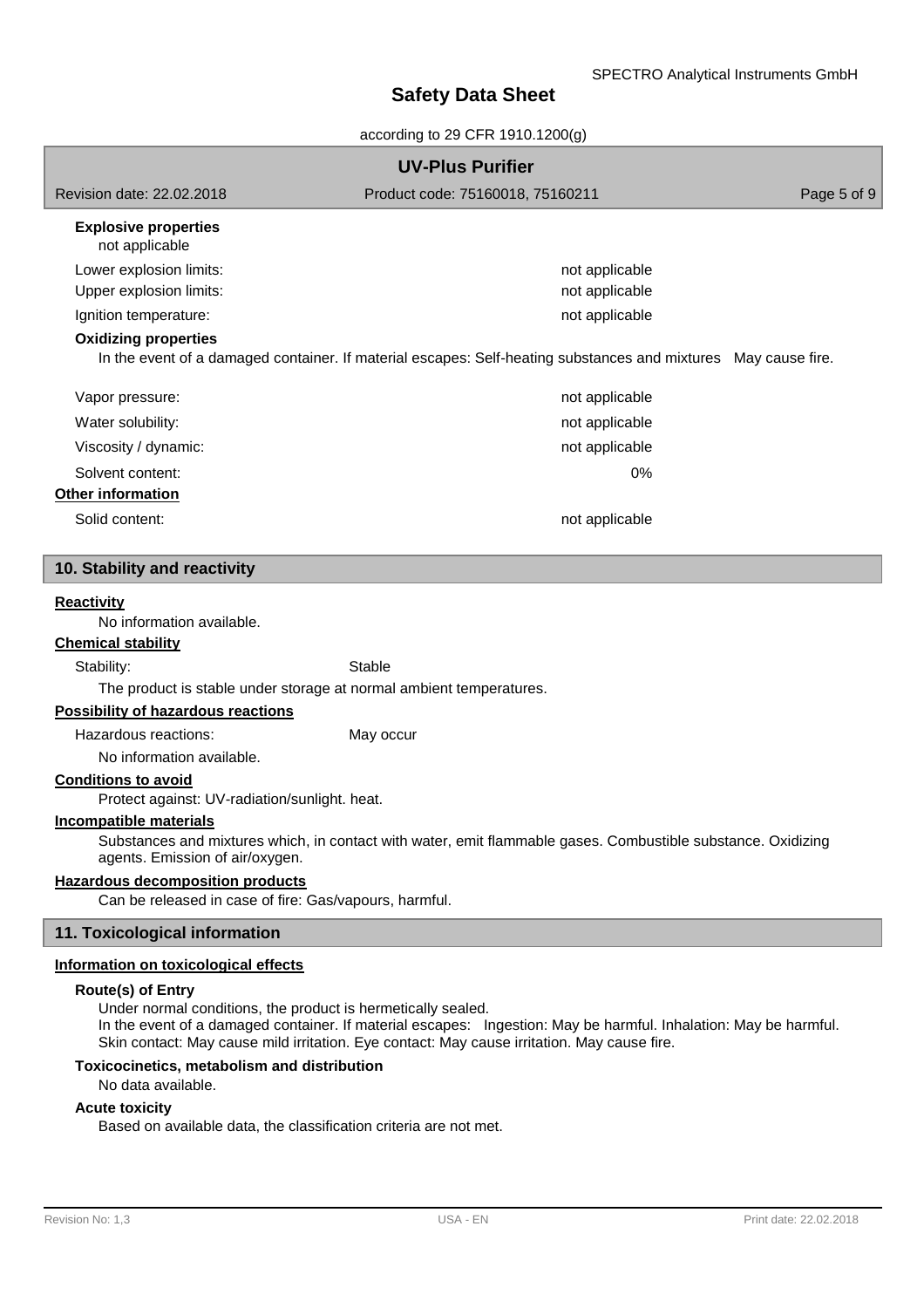**Explosive properties**

not applicable

| | |
|---|---|
| Lower explosion limits: | not applicable |
| Upper explosion limits: | not applicable |
| Ignition temperature: | not applicable |

**Oxidizing properties**

In the event of a damaged container. If material escapes: Self-heating substances and mixtures May cause fire.

| | |
|---|---|
| Vapor pressure: | not applicable |
| Water solubility: | not applicable |
| Viscosity / dynamic: | not applicable |
| Solvent content: | 0% |

**Other information**

| | |
|---|---|
| Solid content: | not applicable |

## 10. Stability and reactivity

**Reactivity**

No information available.

**Chemical stability**

Stability: Stable

The product is stable under storage at normal ambient temperatures.

**Possibility of hazardous reactions**

Hazardous reactions: May occur

No information available.

**Conditions to avoid**

Protect against: UV-radiation/sunlight. heat.

**Incompatible materials**

Substances and mixtures which, in contact with water, emit flammable gases. Combustible substance. Oxidizing agents. Emission of air/oxygen.

**Hazardous decomposition products**

Can be released in case of fire: Gas/vapours, harmful.

## 11. Toxicological information

**Information on toxicological effects**

**Route(s) of Entry**

Under normal conditions, the product is hermetically sealed.
In the event of a damaged container. If material escapes: Ingestion: May be harmful. Inhalation: May be harmful. Skin contact: May cause mild irritation. Eye contact: May cause irritation. May cause fire.

**Toxicocinetics, metabolism and distribution**

No data available.

**Acute toxicity**

Based on available data, the classification criteria are not met.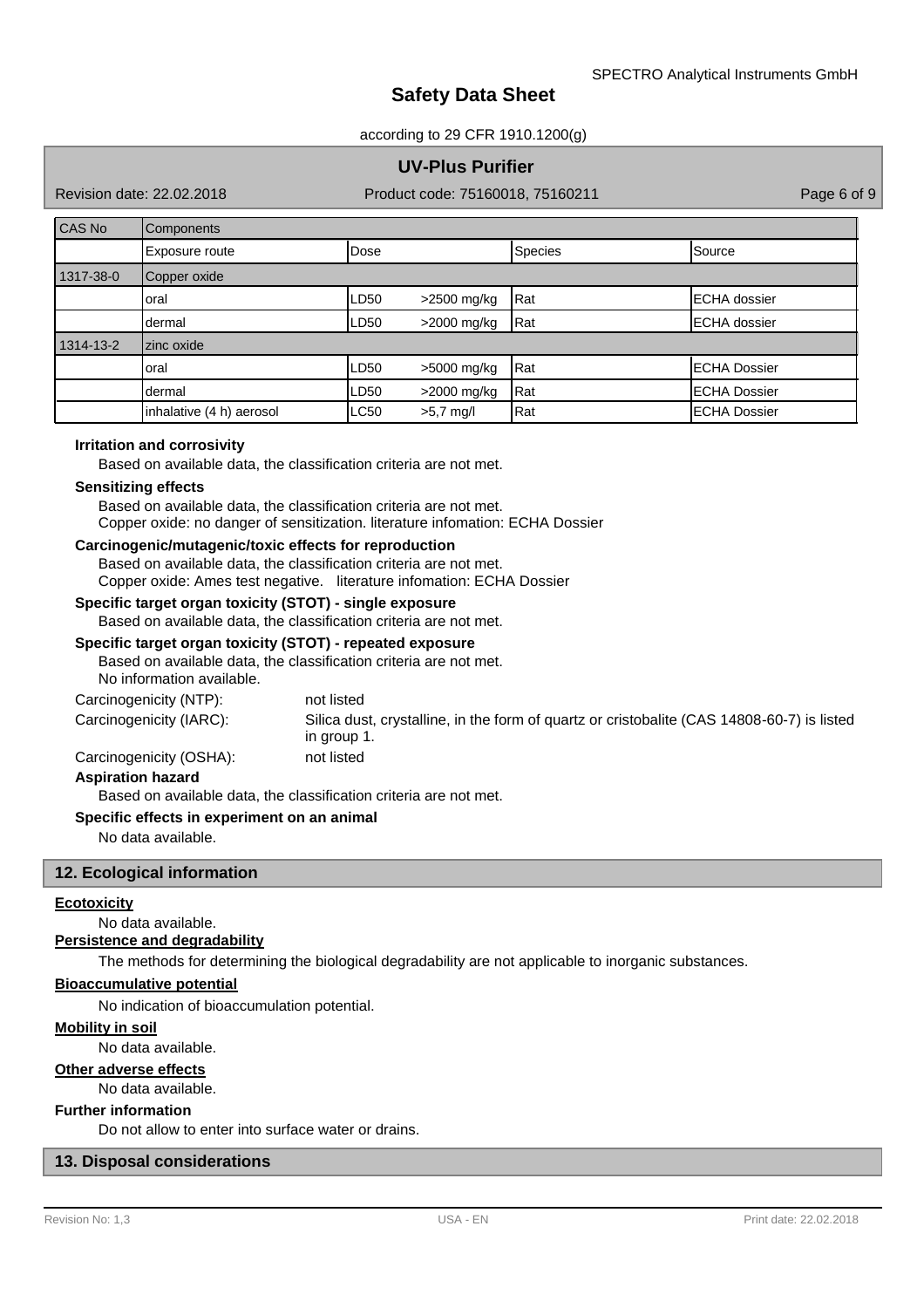| CAS No | Components | | | | |
|---|---|---|---|---|---|
| | Exposure route | Dose | | Species | Source |
| 1317-38-0 | Copper oxide | | | | |
| | oral | LD50 | >2500 mg/kg | Rat | ECHA dossier |
| | dermal | LD50 | >2000 mg/kg | Rat | ECHA dossier |
| 1314-13-2 | zinc oxide | | | | |
| | oral | LD50 | >5000 mg/kg | Rat | ECHA Dossier |
| | dermal | LD50 | >2000 mg/kg | Rat | ECHA Dossier |
| | inhalative (4 h) aerosol | LC50 | >5,7 mg/l | Rat | ECHA Dossier |

**Irritation and corrosivity**

Based on available data, the classification criteria are not met.

**Sensitizing effects**

Based on available data, the classification criteria are not met.
Copper oxide: no danger of sensitization. literature infomation: ECHA Dossier

**Carcinogenic/mutagenic/toxic effects for reproduction**

Based on available data, the classification criteria are not met.
Copper oxide: Ames test negative. literature infomation: ECHA Dossier

**Specific target organ toxicity (STOT) - single exposure**

Based on available data, the classification criteria are not met.

**Specific target organ toxicity (STOT) - repeated exposure**

Based on available data, the classification criteria are not met.
No information available.

Carcinogenicity (NTP): not listed

Carcinogenicity (IARC): Silica dust, crystalline, in the form of quartz or cristobalite (CAS 14808-60-7) is listed in group 1.

Carcinogenicity (OSHA): not listed

**Aspiration hazard**

Based on available data, the classification criteria are not met.

**Specific effects in experiment on an animal**

No data available.

## 12. Ecological information

**Ecotoxicity**

No data available.

**Persistence and degradability**

The methods for determining the biological degradability are not applicable to inorganic substances.

**Bioaccumulative potential**

No indication of bioaccumulation potential.

**Mobility in soil**

No data available.

**Other adverse effects**

No data available.

**Further information**

Do not allow to enter into surface water or drains.

## 13. Disposal considerations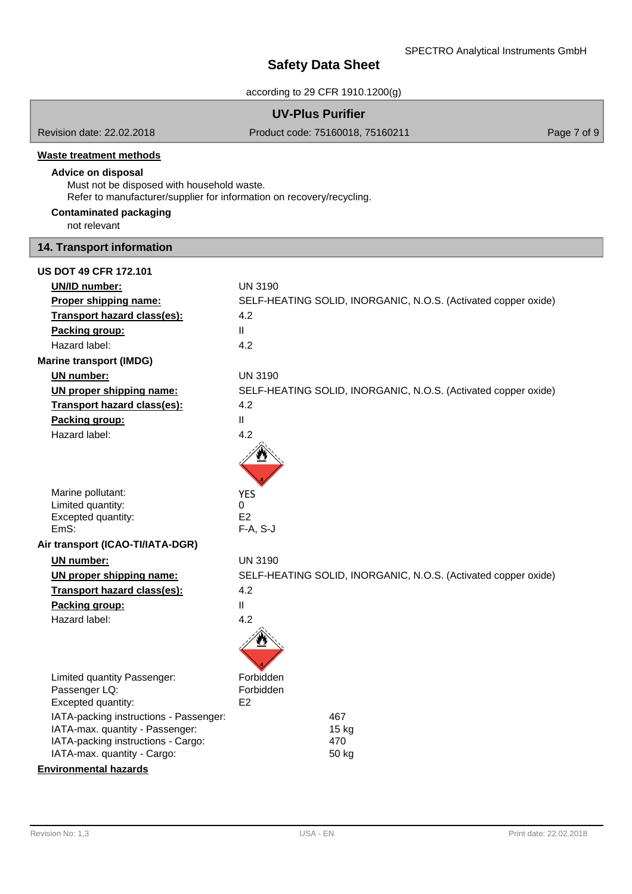### Waste treatment methods

**Advice on disposal**

Must not be disposed with household waste.
Refer to manufacturer/supplier for information on recovery/recycling.

**Contaminated packaging**

not relevant

## 14. Transport information

**US DOT 49 CFR 172.101**

| | |
|---|---|
| **UN/ID number:** | UN 3190 |
| **Proper shipping name:** | SELF-HEATING SOLID, INORGANIC, N.O.S. (Activated copper oxide) |
| **Transport hazard class(es):** | 4.2 |
| **Packing group:** | II |
| Hazard label: | 4.2 |

**Marine transport (IMDG)**

| | |
|---|---|
| **UN number:** | UN 3190 |
| **UN proper shipping name:** | SELF-HEATING SOLID, INORGANIC, N.O.S. (Activated copper oxide) |
| **Transport hazard class(es):** | 4.2 |
| **Packing group:** | II |
| Hazard label: | 4.2 |
| Marine pollutant: | YES |
| Limited quantity: | 0 |
| Excepted quantity: | E2 |
| EmS: | F-A, S-J |

**Air transport (ICAO-TI/IATA-DGR)**

| | |
|---|---|
| **UN number:** | UN 3190 |
| **UN proper shipping name:** | SELF-HEATING SOLID, INORGANIC, N.O.S. (Activated copper oxide) |
| **Transport hazard class(es):** | 4.2 |
| **Packing group:** | II |
| Hazard label: | 4.2 |
| Limited quantity Passenger: | Forbidden |
| Passenger LQ: | Forbidden |
| Excepted quantity: | E2 |
| IATA-packing instructions - Passenger: | 467 |
| IATA-max. quantity - Passenger: | 15 kg |
| IATA-packing instructions - Cargo: | 470 |
| IATA-max. quantity - Cargo: | 50 kg |

**Environmental hazards**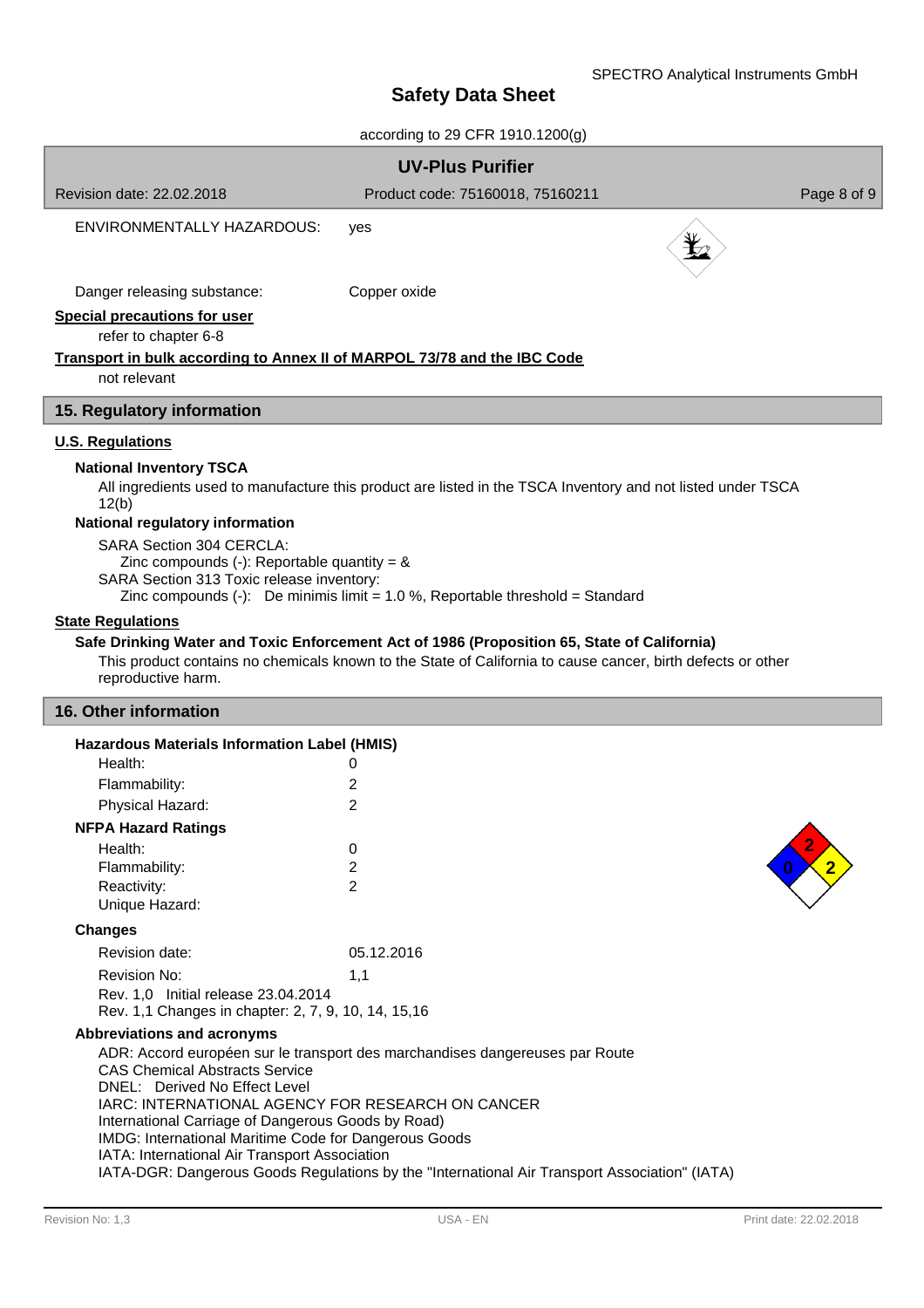ENVIRONMENTALLY HAZARDOUS: yes

Danger releasing substance: Copper oxide

**Special precautions for user**

refer to chapter 6-8

**Transport in bulk according to Annex II of MARPOL 73/78 and the IBC Code**

not relevant

## 15. Regulatory information

**U.S. Regulations**

**National Inventory TSCA**

All ingredients used to manufacture this product are listed in the TSCA Inventory and not listed under TSCA 12(b)

**National regulatory information**

SARA Section 304 CERCLA:
Zinc compounds (-): Reportable quantity = &
SARA Section 313 Toxic release inventory:
Zinc compounds (-): De minimis limit = 1.0 %, Reportable threshold = Standard

**State Regulations**

**Safe Drinking Water and Toxic Enforcement Act of 1986 (Proposition 65, State of California)**

This product contains no chemicals known to the State of California to cause cancer, birth defects or other reproductive harm.

## 16. Other information

**Hazardous Materials Information Label (HMIS)**

| | |
|---|---|
| Health: | 0 |
| Flammability: | 2 |
| Physical Hazard: | 2 |

**NFPA Hazard Ratings**

| | |
|---|---|
| Health: | 0 |
| Flammability: | 2 |
| Reactivity: | 2 |
| Unique Hazard: | |

**Changes**

Revision date: 05.12.2016

Revision No: 1,1

Rev. 1,0 Initial release 23.04.2014
Rev. 1,1 Changes in chapter: 2, 7, 9, 10, 14, 15,16

**Abbreviations and acronyms**

ADR: Accord européen sur le transport des marchandises dangereuses par Route
CAS Chemical Abstracts Service
DNEL: Derived No Effect Level
IARC: INTERNATIONAL AGENCY FOR RESEARCH ON CANCER
International Carriage of Dangerous Goods by Road)
IMDG: International Maritime Code for Dangerous Goods
IATA: International Air Transport Association
IATA-DGR: Dangerous Goods Regulations by the "International Air Transport Association" (IATA)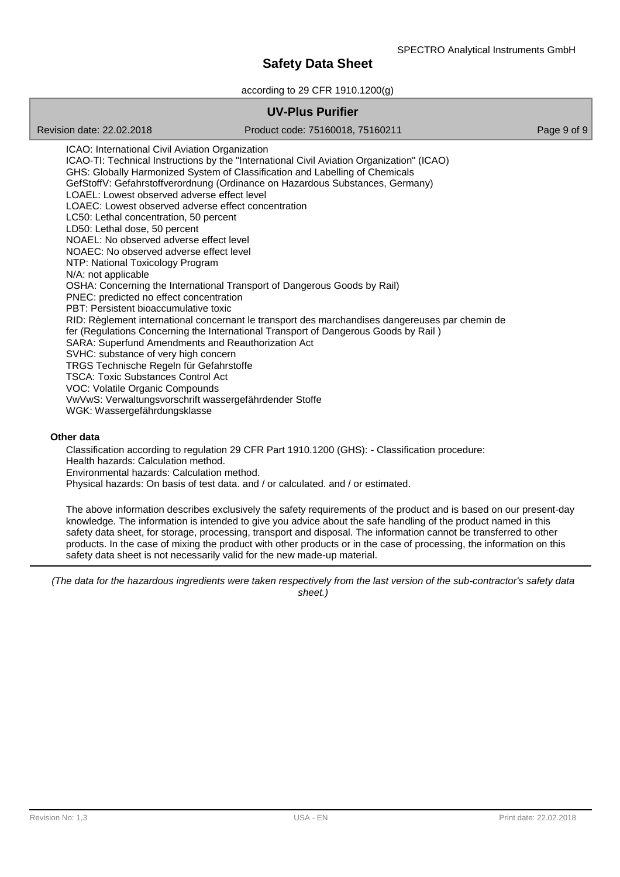ICAO: International Civil Aviation Organization
ICAO-TI: Technical Instructions by the "International Civil Aviation Organization" (ICAO)
GHS: Globally Harmonized System of Classification and Labelling of Chemicals
GefStoffV: Gefahrstoffverordnung (Ordinance on Hazardous Substances, Germany)
LOAEL: Lowest observed adverse effect level
LOAEC: Lowest observed adverse effect concentration
LC50: Lethal concentration, 50 percent
LD50: Lethal dose, 50 percent
NOAEL: No observed adverse effect level
NOAEC: No observed adverse effect level
NTP: National Toxicology Program
N/A: not applicable
OSHA: Concerning the International Transport of Dangerous Goods by Rail)
PNEC: predicted no effect concentration
PBT: Persistent bioaccumulative toxic
RID: Règlement international concernant le transport des marchandises dangereuses par chemin de fer (Regulations Concerning the International Transport of Dangerous Goods by Rail )
SARA: Superfund Amendments and Reauthorization Act
SVHC: substance of very high concern
TRGS Technische Regeln für Gefahrstoffe
TSCA: Toxic Substances Control Act
VOC: Volatile Organic Compounds
VwVwS: Verwaltungsvorschrift wassergefährdender Stoffe
WGK: Wassergefährdungsklasse

**Other data**

Classification according to regulation 29 CFR Part 1910.1200 (GHS): - Classification procedure:
Health hazards: Calculation method.
Environmental hazards: Calculation method.
Physical hazards: On basis of test data. and / or calculated. and / or estimated.

The above information describes exclusively the safety requirements of the product and is based on our present-day knowledge. The information is intended to give you advice about the safe handling of the product named in this safety data sheet, for storage, processing, transport and disposal. The information cannot be transferred to other products. In the case of mixing the product with other products or in the case of processing, the information on this safety data sheet is not necessarily valid for the new made-up material.

---

*(The data for the hazardous ingredients were taken respectively from the last version of the sub-contractor's safety data sheet.)*